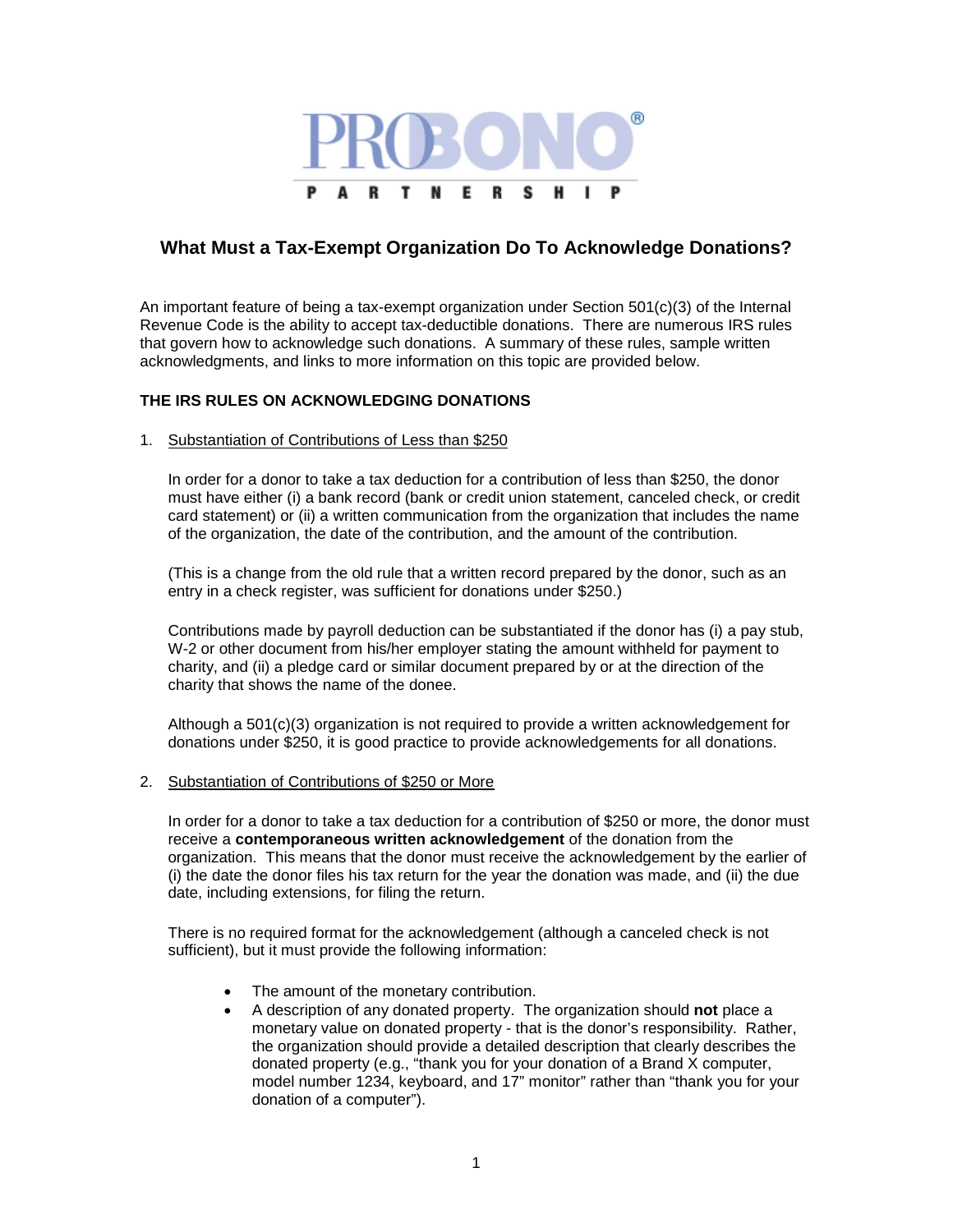# What Must a Tax-Exempt Organization Do To Acknowledge Donations?

An important feature of being a tax-exempt organization under Section 501(c)(3) of the Internal Revenue Code is the ability to accept tax-deductible donations. There are numerous IRS rules that govern how to acknowledge such donations. A summary of these rules, sample written acknowledgments, and links to more information on this topic are provided below.

## THE IRS RULES ON ACKNOWLEDGING DONATIONS

1. Substantiation of Contributions of Less than $250

   In order for a donor to take a tax deduction for a contribution of less than $250, the donor must have either (i) a bank record (bank or credit union statement, canceled check, or credit card statement) or (ii) a written communication from the organization that includes the name of the organization, the date of the contribution, and the amount of the contribution.

   (This is a change from the old rule that a written record prepared by the donor, such as an entry in a check register, was sufficient for donations under $250.)

   Contributions made by payroll deduction can be substantiated if the donor has (i) a pay stub, W-2 or other document from his/her employer stating the amount withheld for payment to charity, and (ii) a pledge card or similar document prepared by or at the direction of the charity that shows the name of the donee.

   Although a 501(c)(3) organization is not required to provide a written acknowledgement for donations under $250, it is good practice to provide acknowledgements for all donations.

2. Substantiation of Contributions of $250 or More

   In order for a donor to take a tax deduction for a contribution of $250 or more, the donor must receive a **contemporaneous written acknowledgement** of the donation from the organization. This means that the donor must receive the acknowledgement by the earlier of (i) the date the donor files his tax return for the year the donation was made, and (ii) the due date, including extensions, for filing the return.

   There is no required format for the acknowledgement (although a canceled check is not sufficient), but it must provide the following information:

   - The amount of the monetary contribution.
   - A description of any donated property. The organization should **not** place a monetary value on donated property - that is the donor's responsibility. Rather, the organization should provide a detailed description that clearly describes the donated property (e.g., "thank you for your donation of a Brand X computer, model number 1234, keyboard, and 17" monitor" rather than "thank you for your donation of a computer").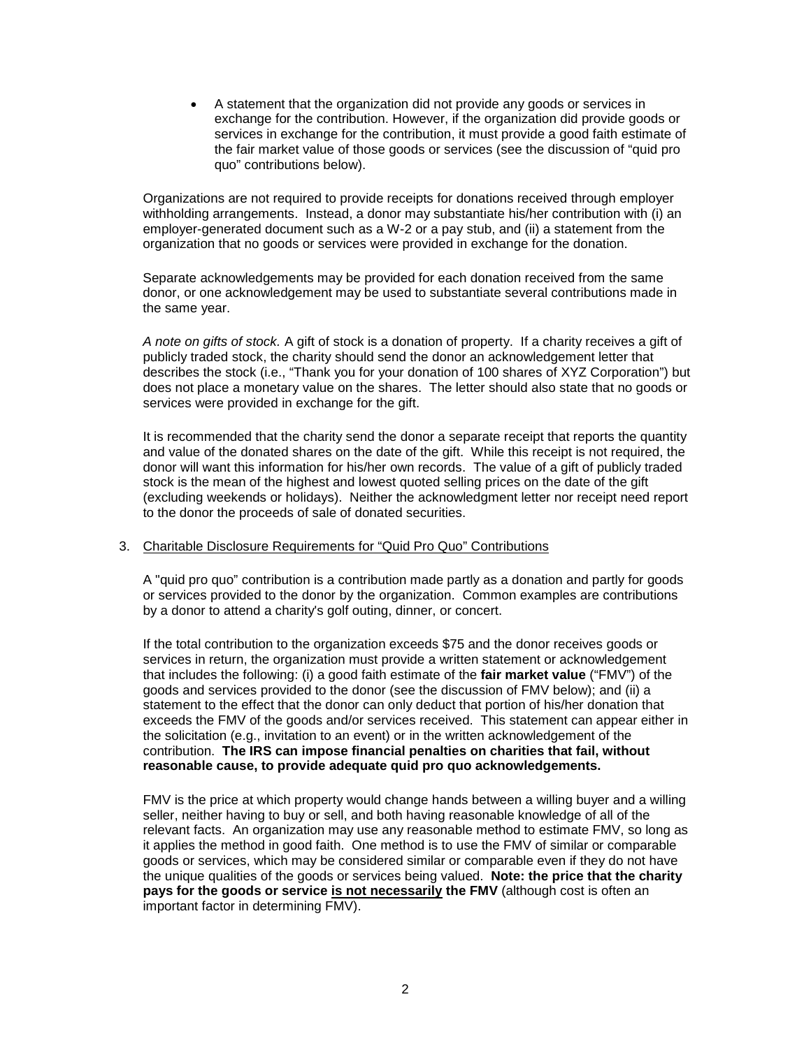- A statement that the organization did not provide any goods or services in exchange for the contribution. However, if the organization did provide goods or services in exchange for the contribution, it must provide a good faith estimate of the fair market value of those goods or services (see the discussion of "quid pro quo" contributions below).

Organizations are not required to provide receipts for donations received through employer withholding arrangements. Instead, a donor may substantiate his/her contribution with (i) an employer-generated document such as a W-2 or a pay stub, and (ii) a statement from the organization that no goods or services were provided in exchange for the donation.

Separate acknowledgements may be provided for each donation received from the same donor, or one acknowledgement may be used to substantiate several contributions made in the same year.

*A note on gifts of stock.* A gift of stock is a donation of property. If a charity receives a gift of publicly traded stock, the charity should send the donor an acknowledgement letter that describes the stock (i.e., "Thank you for your donation of 100 shares of XYZ Corporation") but does not place a monetary value on the shares. The letter should also state that no goods or services were provided in exchange for the gift.

It is recommended that the charity send the donor a separate receipt that reports the quantity and value of the donated shares on the date of the gift. While this receipt is not required, the donor will want this information for his/her own records. The value of a gift of publicly traded stock is the mean of the highest and lowest quoted selling prices on the date of the gift (excluding weekends or holidays). Neither the acknowledgment letter nor receipt need report to the donor the proceeds of sale of donated securities.

3. <u>Charitable Disclosure Requirements for "Quid Pro Quo" Contributions</u>

A "quid pro quo" contribution is a contribution made partly as a donation and partly for goods or services provided to the donor by the organization. Common examples are contributions by a donor to attend a charity's golf outing, dinner, or concert.

If the total contribution to the organization exceeds $75 and the donor receives goods or services in return, the organization must provide a written statement or acknowledgement that includes the following: (i) a good faith estimate of the **fair market value** ("FMV") of the goods and services provided to the donor (see the discussion of FMV below); and (ii) a statement to the effect that the donor can only deduct that portion of his/her donation that exceeds the FMV of the goods and/or services received. This statement can appear either in the solicitation (e.g., invitation to an event) or in the written acknowledgement of the contribution. **The IRS can impose financial penalties on charities that fail, without reasonable cause, to provide adequate quid pro quo acknowledgements.**

FMV is the price at which property would change hands between a willing buyer and a willing seller, neither having to buy or sell, and both having reasonable knowledge of all of the relevant facts. An organization may use any reasonable method to estimate FMV, so long as it applies the method in good faith. One method is to use the FMV of similar or comparable goods or services, which may be considered similar or comparable even if they do not have the unique qualities of the goods or services being valued. **Note: the price that the charity pays for the goods or service <u>is not necessarily</u> the FMV** (although cost is often an important factor in determining FMV).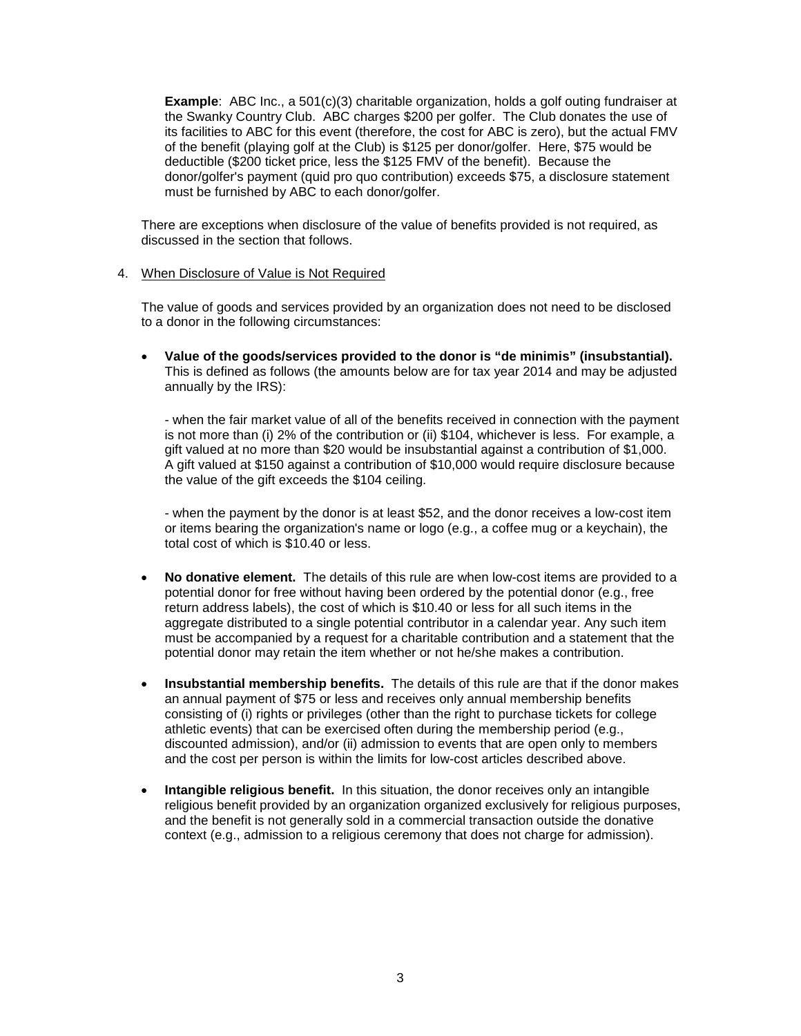**Example**: ABC Inc., a 501(c)(3) charitable organization, holds a golf outing fundraiser at the Swanky Country Club. ABC charges $200 per golfer. The Club donates the use of its facilities to ABC for this event (therefore, the cost for ABC is zero), but the actual FMV of the benefit (playing golf at the Club) is $125 per donor/golfer. Here, $75 would be deductible ($200 ticket price, less the $125 FMV of the benefit). Because the donor/golfer's payment (quid pro quo contribution) exceeds $75, a disclosure statement must be furnished by ABC to each donor/golfer.

There are exceptions when disclosure of the value of benefits provided is not required, as discussed in the section that follows.

4. <u>When Disclosure of Value is Not Required</u>

The value of goods and services provided by an organization does not need to be disclosed to a donor in the following circumstances:

- **Value of the goods/services provided to the donor is "de minimis" (insubstantial).** This is defined as follows (the amounts below are for tax year 2014 and may be adjusted annually by the IRS):

  - when the fair market value of all of the benefits received in connection with the payment is not more than (i) 2% of the contribution or (ii) $104, whichever is less. For example, a gift valued at no more than $20 would be insubstantial against a contribution of $1,000. A gift valued at $150 against a contribution of $10,000 would require disclosure because the value of the gift exceeds the $104 ceiling.

  - when the payment by the donor is at least $52, and the donor receives a low-cost item or items bearing the organization's name or logo (e.g., a coffee mug or a keychain), the total cost of which is $10.40 or less.

- **No donative element.** The details of this rule are when low-cost items are provided to a potential donor for free without having been ordered by the potential donor (e.g., free return address labels), the cost of which is $10.40 or less for all such items in the aggregate distributed to a single potential contributor in a calendar year. Any such item must be accompanied by a request for a charitable contribution and a statement that the potential donor may retain the item whether or not he/she makes a contribution.

- **Insubstantial membership benefits.** The details of this rule are that if the donor makes an annual payment of $75 or less and receives only annual membership benefits consisting of (i) rights or privileges (other than the right to purchase tickets for college athletic events) that can be exercised often during the membership period (e.g., discounted admission), and/or (ii) admission to events that are open only to members and the cost per person is within the limits for low-cost articles described above.

- **Intangible religious benefit.** In this situation, the donor receives only an intangible religious benefit provided by an organization organized exclusively for religious purposes, and the benefit is not generally sold in a commercial transaction outside the donative context (e.g., admission to a religious ceremony that does not charge for admission).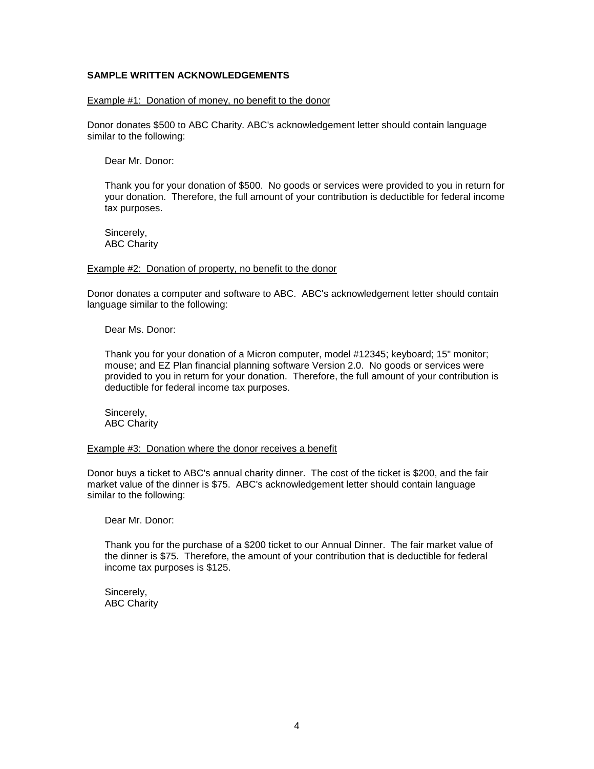**SAMPLE WRITTEN ACKNOWLEDGEMENTS**

Example #1: Donation of money, no benefit to the donor

Donor donates $500 to ABC Charity. ABC's acknowledgement letter should contain language similar to the following:

> Dear Mr. Donor:
>
> Thank you for your donation of $500. No goods or services were provided to you in return for your donation. Therefore, the full amount of your contribution is deductible for federal income tax purposes.
>
> Sincerely,
> ABC Charity

Example #2: Donation of property, no benefit to the donor

Donor donates a computer and software to ABC. ABC's acknowledgement letter should contain language similar to the following:

> Dear Ms. Donor:
>
> Thank you for your donation of a Micron computer, model #12345; keyboard; 15" monitor; mouse; and EZ Plan financial planning software Version 2.0. No goods or services were provided to you in return for your donation. Therefore, the full amount of your contribution is deductible for federal income tax purposes.
>
> Sincerely,
> ABC Charity

Example #3: Donation where the donor receives a benefit

Donor buys a ticket to ABC's annual charity dinner. The cost of the ticket is $200, and the fair market value of the dinner is $75. ABC's acknowledgement letter should contain language similar to the following:

> Dear Mr. Donor:
>
> Thank you for the purchase of a $200 ticket to our Annual Dinner. The fair market value of the dinner is $75. Therefore, the amount of your contribution that is deductible for federal income tax purposes is $125.
>
> Sincerely,
> ABC Charity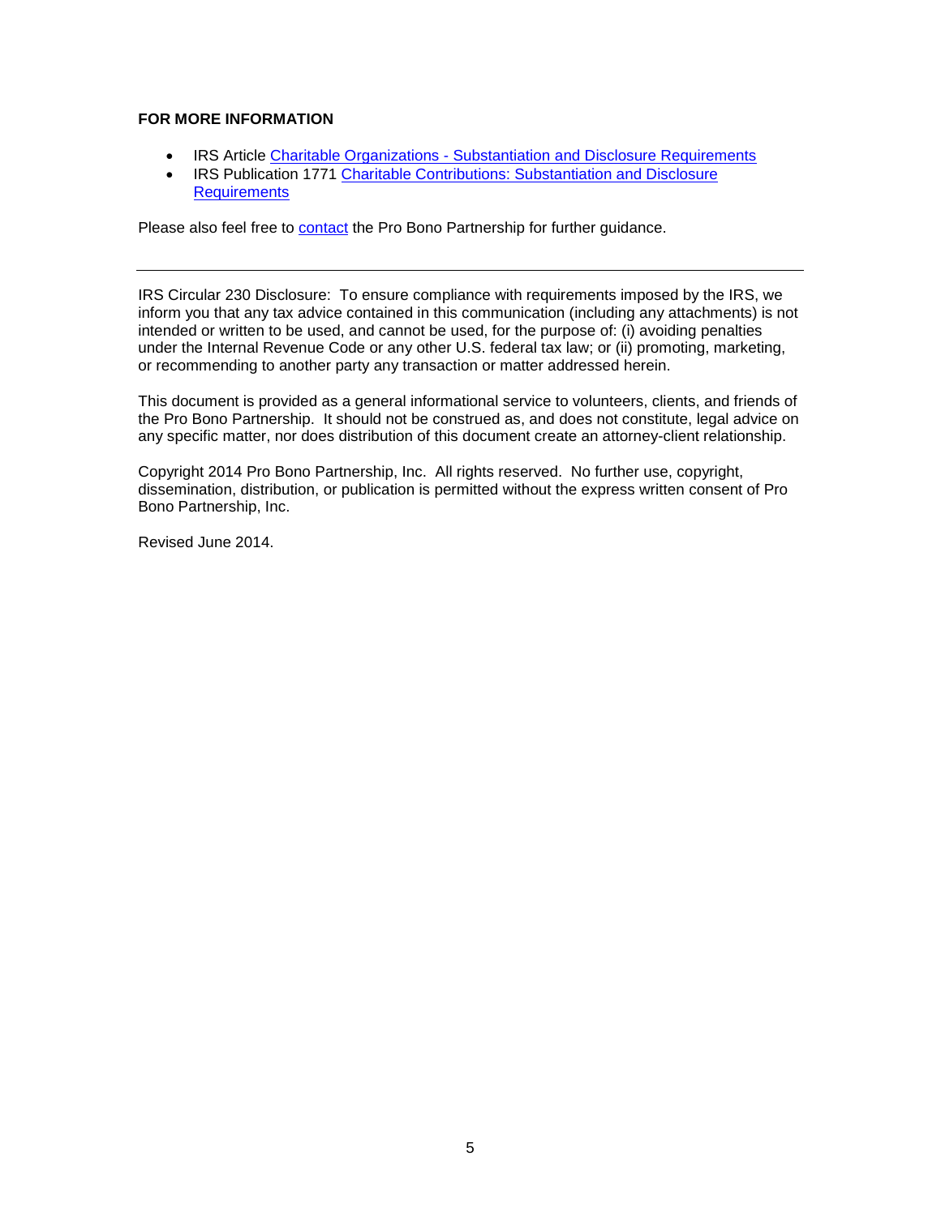**FOR MORE INFORMATION**

- IRS Article Charitable Organizations - Substantiation and Disclosure Requirements
- IRS Publication 1771 Charitable Contributions: Substantiation and Disclosure Requirements

Please also feel free to contact the Pro Bono Partnership for further guidance.

---

IRS Circular 230 Disclosure: To ensure compliance with requirements imposed by the IRS, we inform you that any tax advice contained in this communication (including any attachments) is not intended or written to be used, and cannot be used, for the purpose of: (i) avoiding penalties under the Internal Revenue Code or any other U.S. federal tax law; or (ii) promoting, marketing, or recommending to another party any transaction or matter addressed herein.

This document is provided as a general informational service to volunteers, clients, and friends of the Pro Bono Partnership. It should not be construed as, and does not constitute, legal advice on any specific matter, nor does distribution of this document create an attorney-client relationship.

Copyright 2014 Pro Bono Partnership, Inc. All rights reserved. No further use, copyright, dissemination, distribution, or publication is permitted without the express written consent of Pro Bono Partnership, Inc.

Revised June 2014.